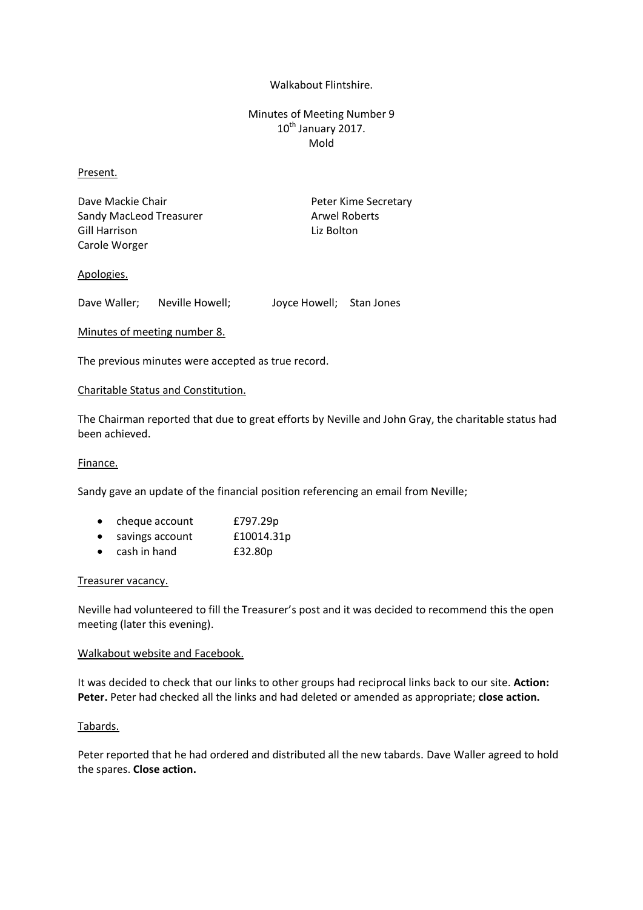Walkabout Flintshire.

Minutes of Meeting Number 9
10th January 2017.
Mold

Present.

Dave Mackie Chair
Peter Kime Secretary
Sandy MacLeod Treasurer
Arwel Roberts
Gill Harrison
Liz Bolton
Carole Worger

Apologies.

Dave Waller; Neville Howell; Joyce Howell; Stan Jones

Minutes of meeting number 8.

The previous minutes were accepted as true record.

Charitable Status and Constitution.

The Chairman reported that due to great efforts by Neville and John Gray, the charitable status had been achieved.

Finance.

Sandy gave an update of the financial position referencing an email from Neville;

- cheque account £797.29p
- savings account £10014.31p
- cash in hand £32.80p

Treasurer vacancy.

Neville had volunteered to fill the Treasurer's post and it was decided to recommend this the open meeting (later this evening).

Walkabout website and Facebook.

It was decided to check that our links to other groups had reciprocal links back to our site. **Action: Peter.** Peter had checked all the links and had deleted or amended as appropriate; **close action.**

Tabards.

Peter reported that he had ordered and distributed all the new tabards. Dave Waller agreed to hold the spares. **Close action.**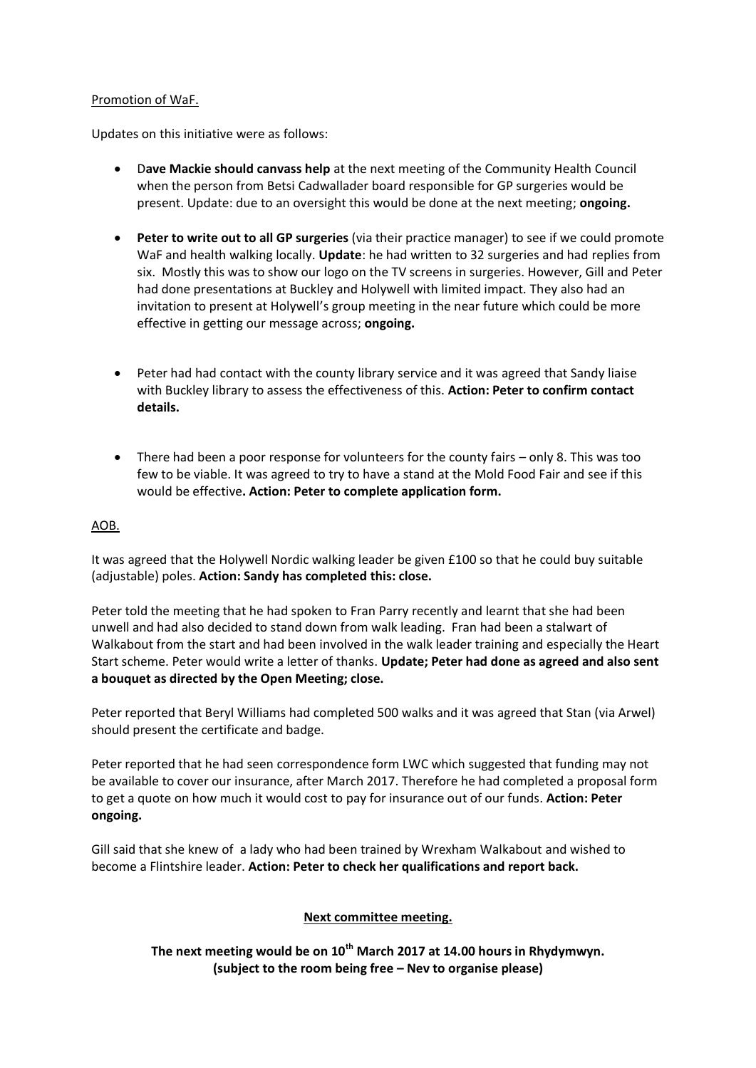Promotion of WaF.

Updates on this initiative were as follows:

- D**ave Mackie should canvass help** at the next meeting of the Community Health Council when the person from Betsi Cadwallader board responsible for GP surgeries would be present. Update: due to an oversight this would be done at the next meeting; **ongoing.**

- **Peter to write out to all GP surgeries** (via their practice manager) to see if we could promote WaF and health walking locally. **Update**: he had written to 32 surgeries and had replies from six. Mostly this was to show our logo on the TV screens in surgeries. However, Gill and Peter had done presentations at Buckley and Holywell with limited impact. They also had an invitation to present at Holywell's group meeting in the near future which could be more effective in getting our message across; **ongoing.**

- Peter had had contact with the county library service and it was agreed that Sandy liaise with Buckley library to assess the effectiveness of this. **Action: Peter to confirm contact details.**

- There had been a poor response for volunteers for the county fairs – only 8. This was too few to be viable. It was agreed to try to have a stand at the Mold Food Fair and see if this would be effective**. Action: Peter to complete application form.**

AOB.

It was agreed that the Holywell Nordic walking leader be given £100 so that he could buy suitable (adjustable) poles. **Action: Sandy has completed this: close.**

Peter told the meeting that he had spoken to Fran Parry recently and learnt that she had been unwell and had also decided to stand down from walk leading. Fran had been a stalwart of Walkabout from the start and had been involved in the walk leader training and especially the Heart Start scheme. Peter would write a letter of thanks. **Update; Peter had done as agreed and also sent a bouquet as directed by the Open Meeting; close.**

Peter reported that Beryl Williams had completed 500 walks and it was agreed that Stan (via Arwel) should present the certificate and badge.

Peter reported that he had seen correspondence form LWC which suggested that funding may not be available to cover our insurance, after March 2017. Therefore he had completed a proposal form to get a quote on how much it would cost to pay for insurance out of our funds. **Action: Peter ongoing.**

Gill said that she knew of a lady who had been trained by Wrexham Walkabout and wished to become a Flintshire leader. **Action: Peter to check her qualifications and report back.**

**Next committee meeting.**

**The next meeting would be on 10th March 2017 at 14.00 hours in Rhydymwyn. (subject to the room being free – Nev to organise please)**